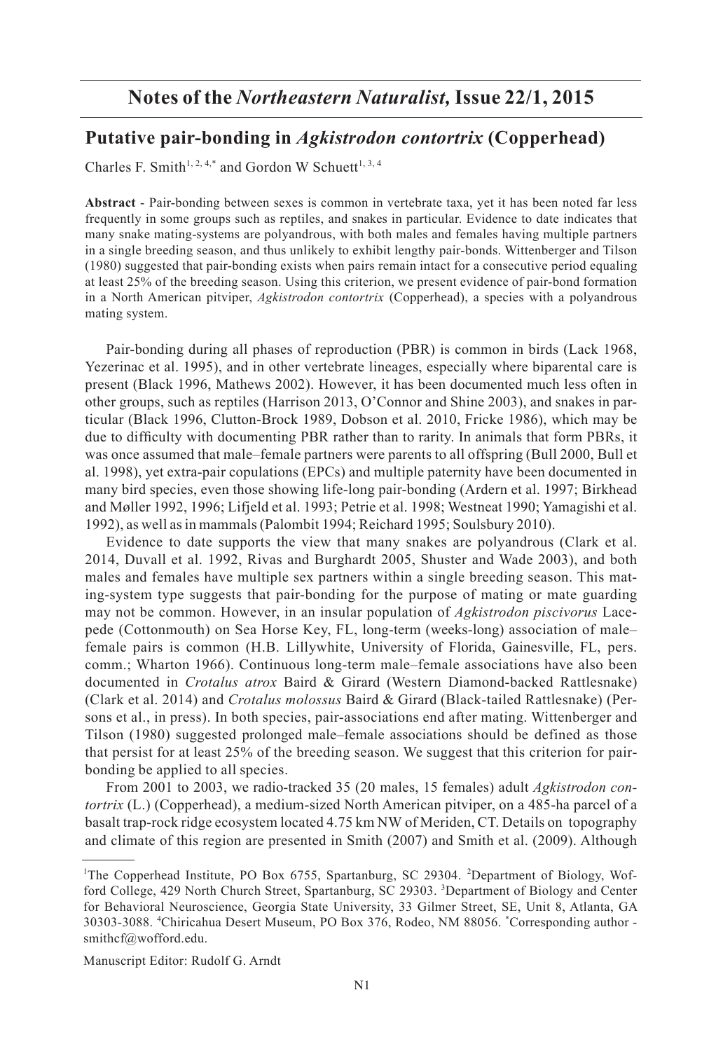# Notes of the *Northeastern Naturalist,* Issue 22/1, 2015

## Putative pair-bonding in *Agkistrodon contortrix* (Copperhead)

Charles F. Smith[1, 2, 4,*] and Gordon W Schuett[1, 3, 4]

**Abstract** - Pair-bonding between sexes is common in vertebrate taxa, yet it has been noted far less frequently in some groups such as reptiles, and snakes in particular. Evidence to date indicates that many snake mating-systems are polyandrous, with both males and females having multiple partners in a single breeding season, and thus unlikely to exhibit lengthy pair-bonds. Wittenberger and Tilson (1980) suggested that pair-bonding exists when pairs remain intact for a consecutive period equaling at least 25% of the breeding season. Using this criterion, we present evidence of pair-bond formation in a North American pitviper, *Agkistrodon contortrix* (Copperhead), a species with a polyandrous mating system.

Pair-bonding during all phases of reproduction (PBR) is common in birds (Lack 1968, Yezerinac et al. 1995), and in other vertebrate lineages, especially where biparental care is present (Black 1996, Mathews 2002). However, it has been documented much less often in other groups, such as reptiles (Harrison 2013, O'Connor and Shine 2003), and snakes in particular (Black 1996, Clutton-Brock 1989, Dobson et al. 2010, Fricke 1986), which may be due to difficulty with documenting PBR rather than to rarity. In animals that form PBRs, it was once assumed that male–female partners were parents to all offspring (Bull 2000, Bull et al. 1998), yet extra-pair copulations (EPCs) and multiple paternity have been documented in many bird species, even those showing life-long pair-bonding (Ardern et al. 1997; Birkhead and Møller 1992, 1996; Lifjeld et al. 1993; Petrie et al. 1998; Westneat 1990; Yamagishi et al. 1992), as well as in mammals (Palombit 1994; Reichard 1995; Soulsbury 2010).

Evidence to date supports the view that many snakes are polyandrous (Clark et al. 2014, Duvall et al. 1992, Rivas and Burghardt 2005, Shuster and Wade 2003), and both males and females have multiple sex partners within a single breeding season. This mating-system type suggests that pair-bonding for the purpose of mating or mate guarding may not be common. However, in an insular population of *Agkistrodon piscivorus* Lacepede (Cottonmouth) on Sea Horse Key, FL, long-term (weeks-long) association of male–female pairs is common (H.B. Lillywhite, University of Florida, Gainesville, FL, pers. comm.; Wharton 1966). Continuous long-term male–female associations have also been documented in *Crotalus atrox* Baird & Girard (Western Diamond-backed Rattlesnake) (Clark et al. 2014) and *Crotalus molossus* Baird & Girard (Black-tailed Rattlesnake) (Persons et al., in press). In both species, pair-associations end after mating. Wittenberger and Tilson (1980) suggested prolonged male–female associations should be defined as those that persist for at least 25% of the breeding season. We suggest that this criterion for pair-bonding be applied to all species.

From 2001 to 2003, we radio-tracked 35 (20 males, 15 females) adult *Agkistrodon contortrix* (L.) (Copperhead), a medium-sized North American pitviper, on a 485-ha parcel of a basalt trap-rock ridge ecosystem located 4.75 km NW of Meriden, CT. Details on topography and climate of this region are presented in Smith (2007) and Smith et al. (2009). Although

---

[1]The Copperhead Institute, PO Box 6755, Spartanburg, SC 29304. [2]Department of Biology, Wofford College, 429 North Church Street, Spartanburg, SC 29303. [3]Department of Biology and Center for Behavioral Neuroscience, Georgia State University, 33 Gilmer Street, SE, Unit 8, Atlanta, GA 30303-3088. [4]Chiricahua Desert Museum, PO Box 376, Rodeo, NM 88056. [*]Corresponding author - smithcf@wofford.edu.

Manuscript Editor: Rudolf G. Arndt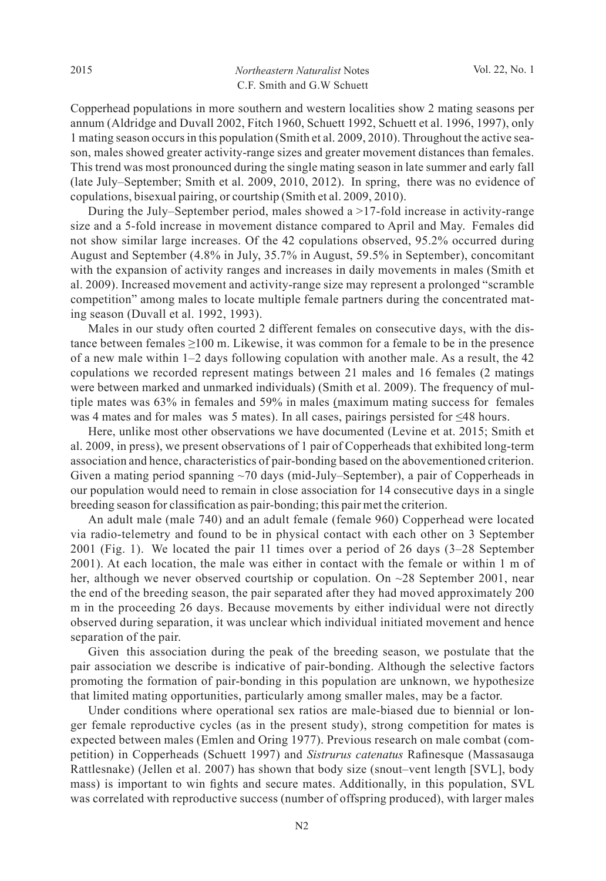Copperhead populations in more southern and western localities show 2 mating seasons per annum (Aldridge and Duvall 2002, Fitch 1960, Schuett 1992, Schuett et al. 1996, 1997), only 1 mating season occurs in this population (Smith et al. 2009, 2010). Throughout the active season, males showed greater activity-range sizes and greater movement distances than females. This trend was most pronounced during the single mating season in late summer and early fall (late July–September; Smith et al. 2009, 2010, 2012). In spring, there was no evidence of copulations, bisexual pairing, or courtship (Smith et al. 2009, 2010).

During the July–September period, males showed a >17-fold increase in activity-range size and a 5-fold increase in movement distance compared to April and May. Females did not show similar large increases. Of the 42 copulations observed, 95.2% occurred during August and September (4.8% in July, 35.7% in August, 59.5% in September), concomitant with the expansion of activity ranges and increases in daily movements in males (Smith et al. 2009). Increased movement and activity-range size may represent a prolonged "scramble competition" among males to locate multiple female partners during the concentrated mating season (Duvall et al. 1992, 1993).

Males in our study often courted 2 different females on consecutive days, with the distance between females ≥100 m. Likewise, it was common for a female to be in the presence of a new male within 1–2 days following copulation with another male. As a result, the 42 copulations we recorded represent matings between 21 males and 16 females (2 matings were between marked and unmarked individuals) (Smith et al. 2009). The frequency of multiple mates was 63% in females and 59% in males (maximum mating success for females was 4 mates and for males was 5 mates). In all cases, pairings persisted for ≤48 hours.

Here, unlike most other observations we have documented (Levine et at. 2015; Smith et al. 2009, in press), we present observations of 1 pair of Copperheads that exhibited long-term association and hence, characteristics of pair-bonding based on the abovementioned criterion. Given a mating period spanning ~70 days (mid-July–September), a pair of Copperheads in our population would need to remain in close association for 14 consecutive days in a single breeding season for classification as pair-bonding; this pair met the criterion.

An adult male (male 740) and an adult female (female 960) Copperhead were located via radio-telemetry and found to be in physical contact with each other on 3 September 2001 (Fig. 1). We located the pair 11 times over a period of 26 days (3–28 September 2001). At each location, the male was either in contact with the female or within 1 m of her, although we never observed courtship or copulation. On ~28 September 2001, near the end of the breeding season, the pair separated after they had moved approximately 200 m in the proceeding 26 days. Because movements by either individual were not directly observed during separation, it was unclear which individual initiated movement and hence separation of the pair.

Given this association during the peak of the breeding season, we postulate that the pair association we describe is indicative of pair-bonding. Although the selective factors promoting the formation of pair-bonding in this population are unknown, we hypothesize that limited mating opportunities, particularly among smaller males, may be a factor.

Under conditions where operational sex ratios are male-biased due to biennial or longer female reproductive cycles (as in the present study), strong competition for mates is expected between males (Emlen and Oring 1977). Previous research on male combat (competition) in Copperheads (Schuett 1997) and *Sistrurus catenatus* Rafinesque (Massasauga Rattlesnake) (Jellen et al. 2007) has shown that body size (snout–vent length [SVL], body mass) is important to win fights and secure mates. Additionally, in this population, SVL was correlated with reproductive success (number of offspring produced), with larger males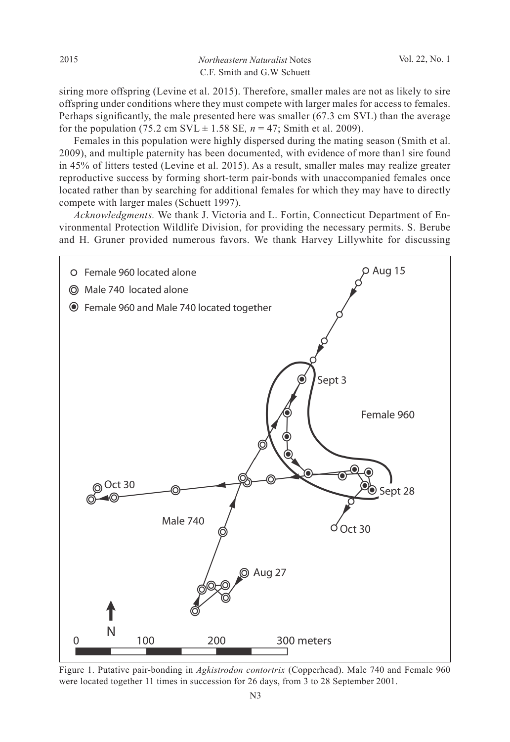siring more offspring (Levine et al. 2015). Therefore, smaller males are not as likely to sire offspring under conditions where they must compete with larger males for access to females. Perhaps significantly, the male presented here was smaller (67.3 cm SVL) than the average for the population (75.2 cm SVL ± 1.58 SE, $n$ = 47; Smith et al. 2009).

Females in this population were highly dispersed during the mating season (Smith et al. 2009), and multiple paternity has been documented, with evidence of more than1 sire found in 45% of litters tested (Levine et al. 2015). As a result, smaller males may realize greater reproductive success by forming short-term pair-bonds with unaccompanied females once located rather than by searching for additional females for which they may have to directly compete with larger males (Schuett 1997).

*Acknowledgments.* We thank J. Victoria and L. Fortin, Connecticut Department of Environmental Protection Wildlife Division, for providing the necessary permits. S. Berube and H. Gruner provided numerous favors. We thank Harvey Lillywhite for discussing

Figure 1. Putative pair-bonding in *Agkistrodon contortrix* (Copperhead). Male 740 and Female 960 were located together 11 times in succession for 26 days, from 3 to 28 September 2001.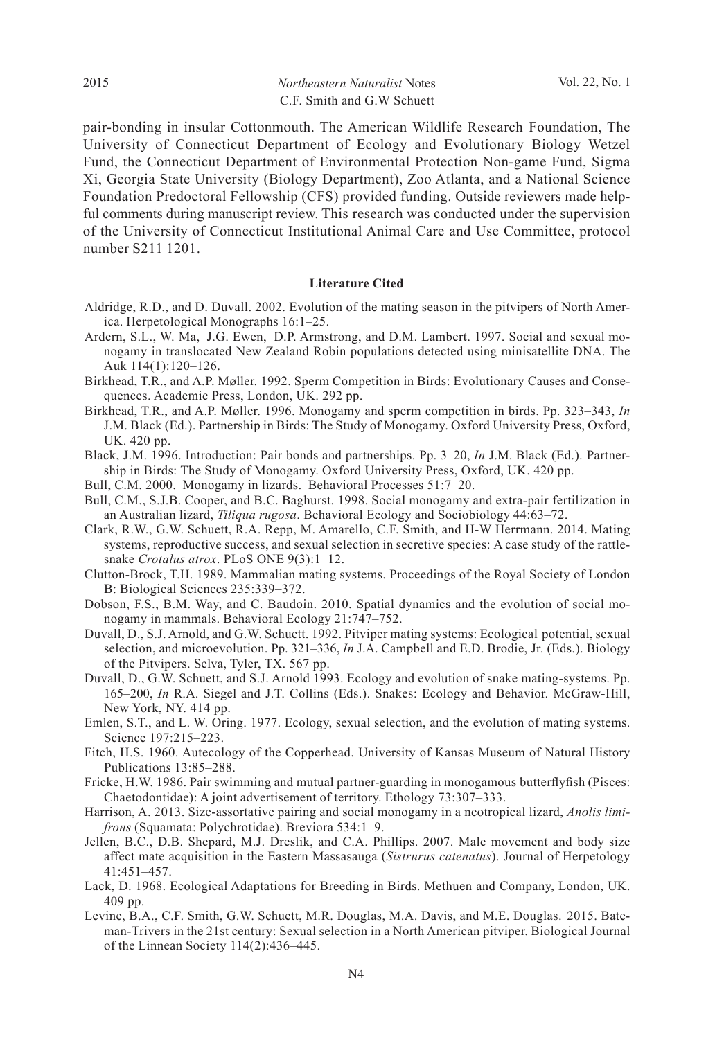pair-bonding in insular Cottonmouth. The American Wildlife Research Foundation, The University of Connecticut Department of Ecology and Evolutionary Biology Wetzel Fund, the Connecticut Department of Environmental Protection Non-game Fund, Sigma Xi, Georgia State University (Biology Department), Zoo Atlanta, and a National Science Foundation Predoctoral Fellowship (CFS) provided funding. Outside reviewers made helpful comments during manuscript review. This research was conducted under the supervision of the University of Connecticut Institutional Animal Care and Use Committee, protocol number S211 1201.

**Literature Cited**

Aldridge, R.D., and D. Duvall. 2002. Evolution of the mating season in the pitvipers of North America. Herpetological Monographs 16:1–25.

Ardern, S.L., W. Ma, J.G. Ewen, D.P. Armstrong, and D.M. Lambert. 1997. Social and sexual monogamy in translocated New Zealand Robin populations detected using minisatellite DNA. The Auk 114(1):120–126.

Birkhead, T.R., and A.P. Møller. 1992. Sperm Competition in Birds: Evolutionary Causes and Consequences. Academic Press, London, UK. 292 pp.

Birkhead, T.R., and A.P. Møller. 1996. Monogamy and sperm competition in birds. Pp. 323–343, *In* J.M. Black (Ed.). Partnership in Birds: The Study of Monogamy. Oxford University Press, Oxford, UK. 420 pp.

Black, J.M. 1996. Introduction: Pair bonds and partnerships. Pp. 3–20, *In* J.M. Black (Ed.). Partnership in Birds: The Study of Monogamy. Oxford University Press, Oxford, UK. 420 pp.

Bull, C.M. 2000. Monogamy in lizards. Behavioral Processes 51:7–20.

Bull, C.M., S.J.B. Cooper, and B.C. Baghurst. 1998. Social monogamy and extra-pair fertilization in an Australian lizard, *Tiliqua rugosa*. Behavioral Ecology and Sociobiology 44:63–72.

Clark, R.W., G.W. Schuett, R.A. Repp, M. Amarello, C.F. Smith, and H-W Herrmann. 2014. Mating systems, reproductive success, and sexual selection in secretive species: A case study of the rattlesnake *Crotalus atrox*. PLoS ONE 9(3):1–12.

Clutton-Brock, T.H. 1989. Mammalian mating systems. Proceedings of the Royal Society of London B: Biological Sciences 235:339–372.

Dobson, F.S., B.M. Way, and C. Baudoin. 2010. Spatial dynamics and the evolution of social monogamy in mammals. Behavioral Ecology 21:747–752.

Duvall, D., S.J. Arnold, and G.W. Schuett. 1992. Pitviper mating systems: Ecological potential, sexual selection, and microevolution. Pp. 321–336, *In* J.A. Campbell and E.D. Brodie, Jr. (Eds.). Biology of the Pitvipers. Selva, Tyler, TX. 567 pp.

Duvall, D., G.W. Schuett, and S.J. Arnold 1993. Ecology and evolution of snake mating-systems. Pp. 165–200, *In* R.A. Siegel and J.T. Collins (Eds.). Snakes: Ecology and Behavior. McGraw-Hill, New York, NY. 414 pp.

Emlen, S.T., and L. W. Oring. 1977. Ecology, sexual selection, and the evolution of mating systems. Science 197:215–223.

Fitch, H.S. 1960. Autecology of the Copperhead. University of Kansas Museum of Natural History Publications 13:85–288.

Fricke, H.W. 1986. Pair swimming and mutual partner-guarding in monogamous butterflyfish (Pisces: Chaetodontidae): A joint advertisement of territory. Ethology 73:307–333.

Harrison, A. 2013. Size-assortative pairing and social monogamy in a neotropical lizard, *Anolis limifrons* (Squamata: Polychrotidae). Breviora 534:1–9.

Jellen, B.C., D.B. Shepard, M.J. Dreslik, and C.A. Phillips. 2007. Male movement and body size affect mate acquisition in the Eastern Massasauga (*Sistrurus catenatus*). Journal of Herpetology 41:451–457.

Lack, D. 1968. Ecological Adaptations for Breeding in Birds. Methuen and Company, London, UK. 409 pp.

Levine, B.A., C.F. Smith, G.W. Schuett, M.R. Douglas, M.A. Davis, and M.E. Douglas. 2015. Bateman-Trivers in the 21st century: Sexual selection in a North American pitviper. Biological Journal of the Linnean Society 114(2):436–445.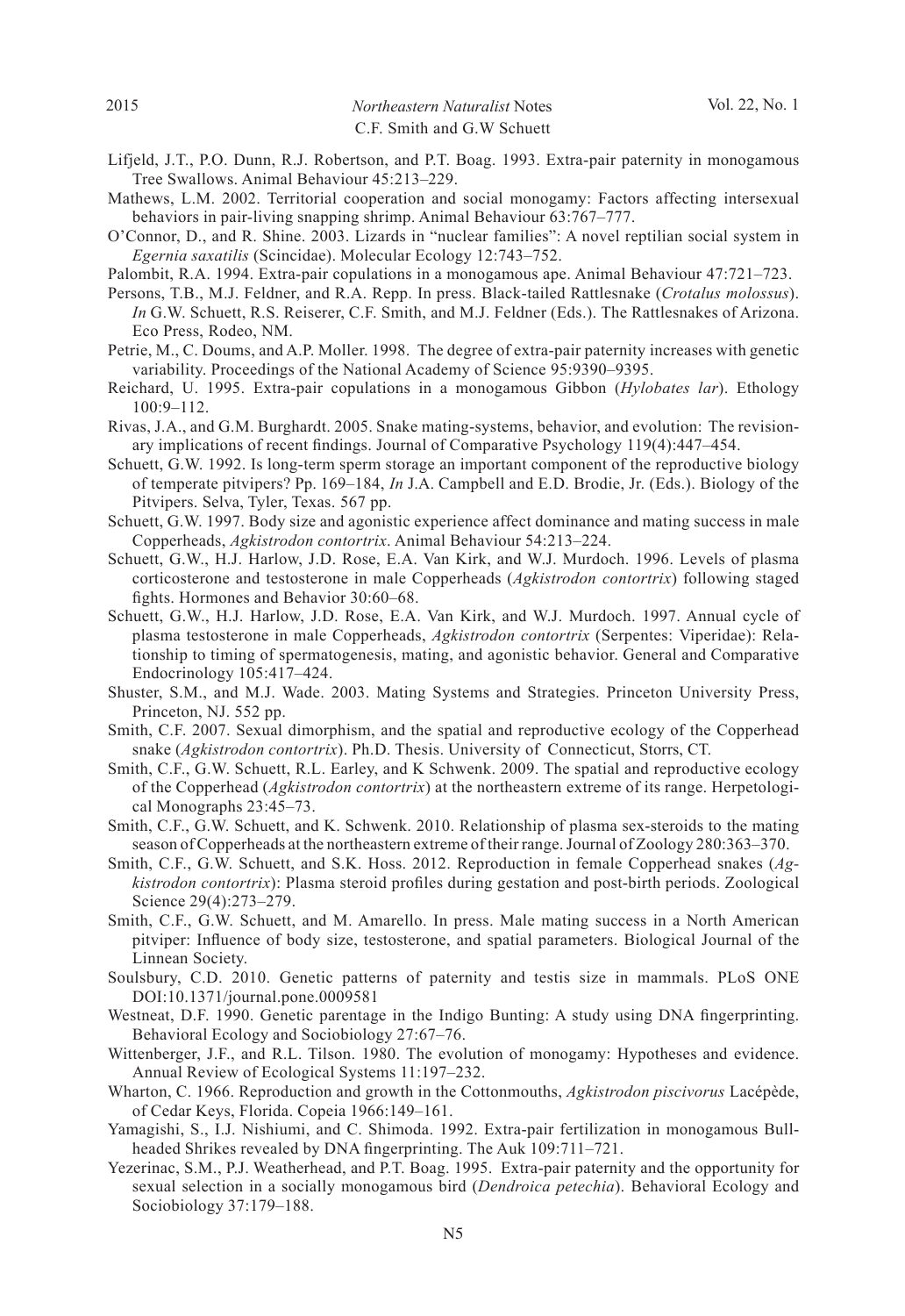Lifjeld, J.T., P.O. Dunn, R.J. Robertson, and P.T. Boag. 1993. Extra-pair paternity in monogamous Tree Swallows. Animal Behaviour 45:213–229.

Mathews, L.M. 2002. Territorial cooperation and social monogamy: Factors affecting intersexual behaviors in pair-living snapping shrimp. Animal Behaviour 63:767–777.

O'Connor, D., and R. Shine. 2003. Lizards in "nuclear families": A novel reptilian social system in *Egernia saxatilis* (Scincidae). Molecular Ecology 12:743–752.

Palombit, R.A. 1994. Extra-pair copulations in a monogamous ape. Animal Behaviour 47:721–723.

Persons, T.B., M.J. Feldner, and R.A. Repp. In press. Black-tailed Rattlesnake (*Crotalus molossus*). *In* G.W. Schuett, R.S. Reiserer, C.F. Smith, and M.J. Feldner (Eds.). The Rattlesnakes of Arizona. Eco Press, Rodeo, NM.

Petrie, M., C. Doums, and A.P. Moller. 1998. The degree of extra-pair paternity increases with genetic variability. Proceedings of the National Academy of Science 95:9390–9395.

Reichard, U. 1995. Extra-pair copulations in a monogamous Gibbon (*Hylobates lar*). Ethology 100:9–112.

Rivas, J.A., and G.M. Burghardt. 2005. Snake mating-systems, behavior, and evolution: The revisionary implications of recent findings. Journal of Comparative Psychology 119(4):447–454.

Schuett, G.W. 1992. Is long-term sperm storage an important component of the reproductive biology of temperate pitvipers? Pp. 169–184, *In* J.A. Campbell and E.D. Brodie, Jr. (Eds.). Biology of the Pitvipers. Selva, Tyler, Texas. 567 pp.

Schuett, G.W. 1997. Body size and agonistic experience affect dominance and mating success in male Copperheads, *Agkistrodon contortrix*. Animal Behaviour 54:213–224.

Schuett, G.W., H.J. Harlow, J.D. Rose, E.A. Van Kirk, and W.J. Murdoch. 1996. Levels of plasma corticosterone and testosterone in male Copperheads (*Agkistrodon contortrix*) following staged fights. Hormones and Behavior 30:60–68.

Schuett, G.W., H.J. Harlow, J.D. Rose, E.A. Van Kirk, and W.J. Murdoch. 1997. Annual cycle of plasma testosterone in male Copperheads, *Agkistrodon contortrix* (Serpentes: Viperidae): Relationship to timing of spermatogenesis, mating, and agonistic behavior. General and Comparative Endocrinology 105:417–424.

Shuster, S.M., and M.J. Wade. 2003. Mating Systems and Strategies. Princeton University Press, Princeton, NJ. 552 pp.

Smith, C.F. 2007. Sexual dimorphism, and the spatial and reproductive ecology of the Copperhead snake (*Agkistrodon contortrix*). Ph.D. Thesis. University of Connecticut, Storrs, CT.

Smith, C.F., G.W. Schuett, R.L. Earley, and K Schwenk. 2009. The spatial and reproductive ecology of the Copperhead (*Agkistrodon contortrix*) at the northeastern extreme of its range. Herpetological Monographs 23:45–73.

Smith, C.F., G.W. Schuett, and K. Schwenk. 2010. Relationship of plasma sex-steroids to the mating season of Copperheads at the northeastern extreme of their range. Journal of Zoology 280:363–370.

Smith, C.F., G.W. Schuett, and S.K. Hoss. 2012. Reproduction in female Copperhead snakes (*Agkistrodon contortrix*): Plasma steroid profiles during gestation and post-birth periods. Zoological Science 29(4):273–279.

Smith, C.F., G.W. Schuett, and M. Amarello. In press. Male mating success in a North American pitviper: Influence of body size, testosterone, and spatial parameters. Biological Journal of the Linnean Society.

Soulsbury, C.D. 2010. Genetic patterns of paternity and testis size in mammals. PLoS ONE DOI:10.1371/journal.pone.0009581

Westneat, D.F. 1990. Genetic parentage in the Indigo Bunting: A study using DNA fingerprinting. Behavioral Ecology and Sociobiology 27:67–76.

Wittenberger, J.F., and R.L. Tilson. 1980. The evolution of monogamy: Hypotheses and evidence. Annual Review of Ecological Systems 11:197–232.

Wharton, C. 1966. Reproduction and growth in the Cottonmouths, *Agkistrodon piscivorus* Lacépède, of Cedar Keys, Florida. Copeia 1966:149–161.

Yamagishi, S., I.J. Nishiumi, and C. Shimoda. 1992. Extra-pair fertilization in monogamous Bull-headed Shrikes revealed by DNA fingerprinting. The Auk 109:711–721.

Yezerinac, S.M., P.J. Weatherhead, and P.T. Boag. 1995. Extra-pair paternity and the opportunity for sexual selection in a socially monogamous bird (*Dendroica petechia*). Behavioral Ecology and Sociobiology 37:179–188.